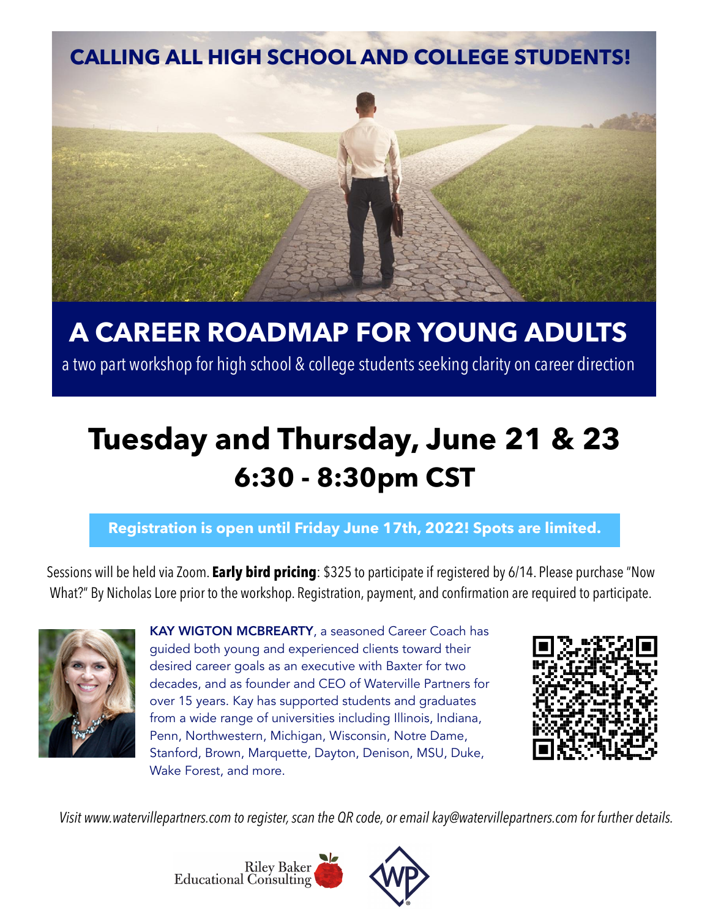**CALLING ALL HIGH SCHOOL AND COLLEGE STUDENTS!**

# A CAREER ROADMAP FOR YOUNG ADULTS

a two part workshop for high school & college students seeking clarity on career direction

## Tuesday and Thursday, June 21 & 23
## 6:30 - 8:30pm CST

**Registration is open until Friday June 17th, 2022! Spots are limited.**

Sessions will be held via Zoom. **Early bird pricing**: $325 to participate if registered by 6/14. Please purchase "Now What?" By Nicholas Lore prior to the workshop. Registration, payment, and confirmation are required to participate.

**KAY WIGTON MCBREARTY**, a seasoned Career Coach has guided both young and experienced clients toward their desired career goals as an executive with Baxter for two decades, and as founder and CEO of Waterville Partners for over 15 years. Kay has supported students and graduates from a wide range of universities including Illinois, Indiana, Penn, Northwestern, Michigan, Wisconsin, Notre Dame, Stanford, Brown, Marquette, Dayton, Denison, MSU, Duke, Wake Forest, and more.

*Visit www.watervillepartners.com to register, scan the QR code, or email kay@watervillepartners.com for further details.*

Riley Baker Educational Consulting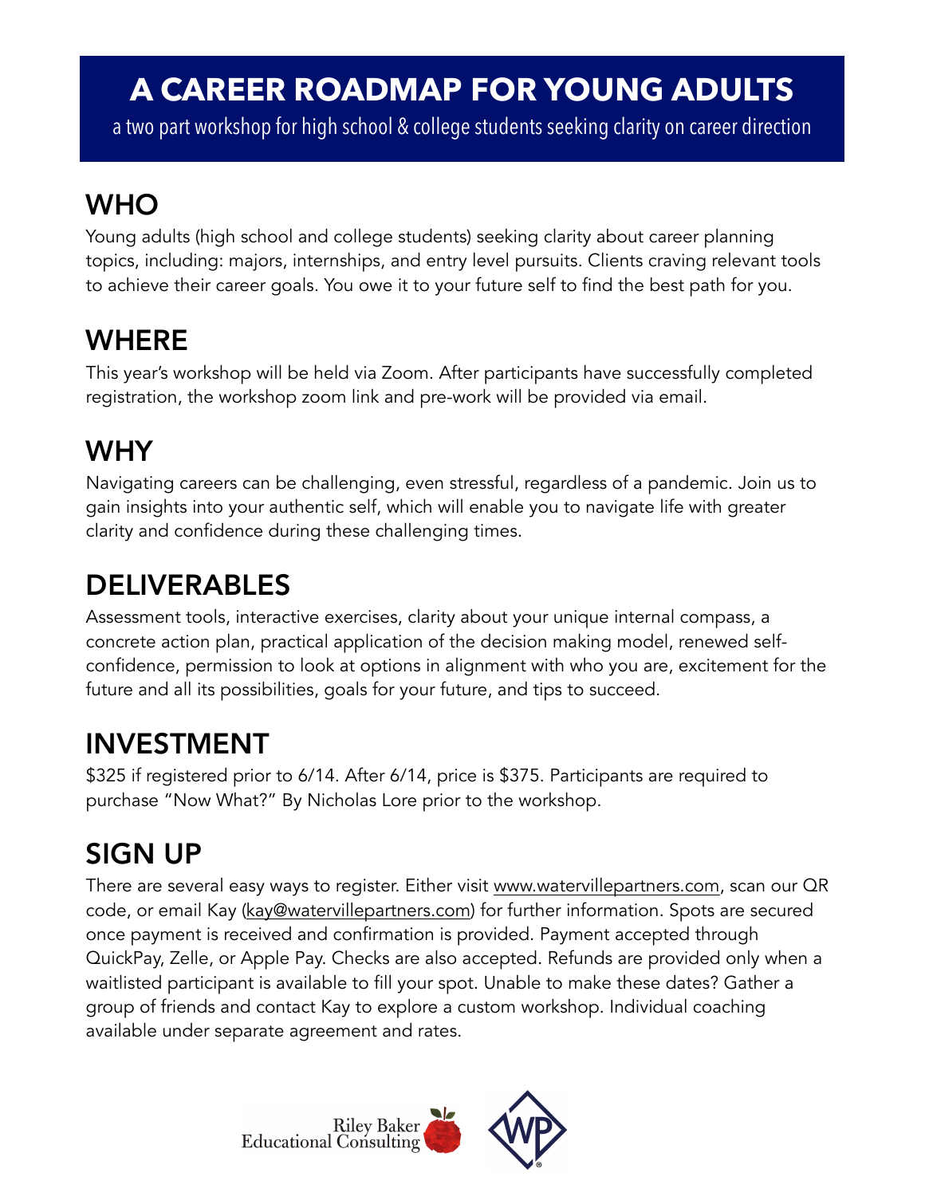# A CAREER ROADMAP FOR YOUNG ADULTS

a two part workshop for high school & college students seeking clarity on career direction

## WHO

Young adults (high school and college students) seeking clarity about career planning topics, including: majors, internships, and entry level pursuits. Clients craving relevant tools to achieve their career goals. You owe it to your future self to find the best path for you.

## WHERE

This year's workshop will be held via Zoom. After participants have successfully completed registration, the workshop zoom link and pre-work will be provided via email.

## WHY

Navigating careers can be challenging, even stressful, regardless of a pandemic. Join us to gain insights into your authentic self, which will enable you to navigate life with greater clarity and confidence during these challenging times.

## DELIVERABLES

Assessment tools, interactive exercises, clarity about your unique internal compass, a concrete action plan, practical application of the decision making model, renewed self-confidence, permission to look at options in alignment with who you are, excitement for the future and all its possibilities, goals for your future, and tips to succeed.

## INVESTMENT

$325 if registered prior to 6/14. After 6/14, price is $375. Participants are required to purchase "Now What?" By Nicholas Lore prior to the workshop.

## SIGN UP

There are several easy ways to register. Either visit www.watervillepartners.com, scan our QR code, or email Kay (kay@watervillepartners.com) for further information. Spots are secured once payment is received and confirmation is provided. Payment accepted through QuickPay, Zelle, or Apple Pay. Checks are also accepted. Refunds are provided only when a waitlisted participant is available to fill your spot. Unable to make these dates? Gather a group of friends and contact Kay to explore a custom workshop. Individual coaching available under separate agreement and rates.

Riley Baker Educational Consulting